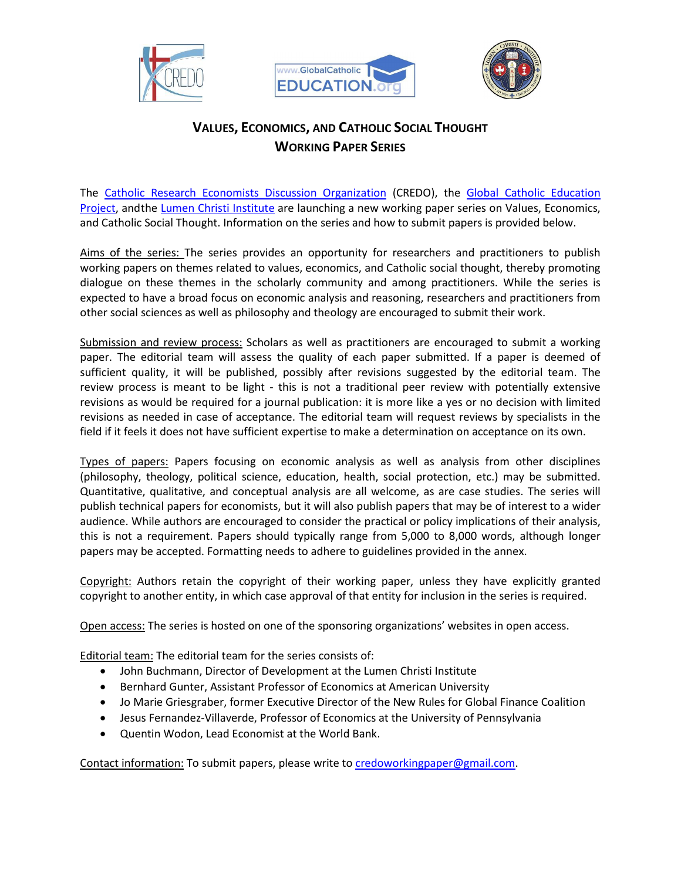# VALUES, ECONOMICS, AND CATHOLIC SOCIAL THOUGHT
## WORKING PAPER SERIES

The Catholic Research Economists Discussion Organization (CREDO), the Global Catholic Education Project, andthe Lumen Christi Institute are launching a new working paper series on Values, Economics, and Catholic Social Thought. Information on the series and how to submit papers is provided below.

Aims of the series: The series provides an opportunity for researchers and practitioners to publish working papers on themes related to values, economics, and Catholic social thought, thereby promoting dialogue on these themes in the scholarly community and among practitioners. While the series is expected to have a broad focus on economic analysis and reasoning, researchers and practitioners from other social sciences as well as philosophy and theology are encouraged to submit their work.

Submission and review process: Scholars as well as practitioners are encouraged to submit a working paper. The editorial team will assess the quality of each paper submitted. If a paper is deemed of sufficient quality, it will be published, possibly after revisions suggested by the editorial team. The review process is meant to be light - this is not a traditional peer review with potentially extensive revisions as would be required for a journal publication: it is more like a yes or no decision with limited revisions as needed in case of acceptance. The editorial team will request reviews by specialists in the field if it feels it does not have sufficient expertise to make a determination on acceptance on its own.

Types of papers: Papers focusing on economic analysis as well as analysis from other disciplines (philosophy, theology, political science, education, health, social protection, etc.) may be submitted. Quantitative, qualitative, and conceptual analysis are all welcome, as are case studies. The series will publish technical papers for economists, but it will also publish papers that may be of interest to a wider audience. While authors are encouraged to consider the practical or policy implications of their analysis, this is not a requirement. Papers should typically range from 5,000 to 8,000 words, although longer papers may be accepted. Formatting needs to adhere to guidelines provided in the annex.

Copyright: Authors retain the copyright of their working paper, unless they have explicitly granted copyright to another entity, in which case approval of that entity for inclusion in the series is required.

Open access: The series is hosted on one of the sponsoring organizations' websites in open access.

Editorial team: The editorial team for the series consists of:

- John Buchmann, Director of Development at the Lumen Christi Institute
- Bernhard Gunter, Assistant Professor of Economics at American University
- Jo Marie Griesgraber, former Executive Director of the New Rules for Global Finance Coalition
- Jesus Fernandez-Villaverde, Professor of Economics at the University of Pennsylvania
- Quentin Wodon, Lead Economist at the World Bank.

Contact information: To submit papers, please write to credoworkingpaper@gmail.com.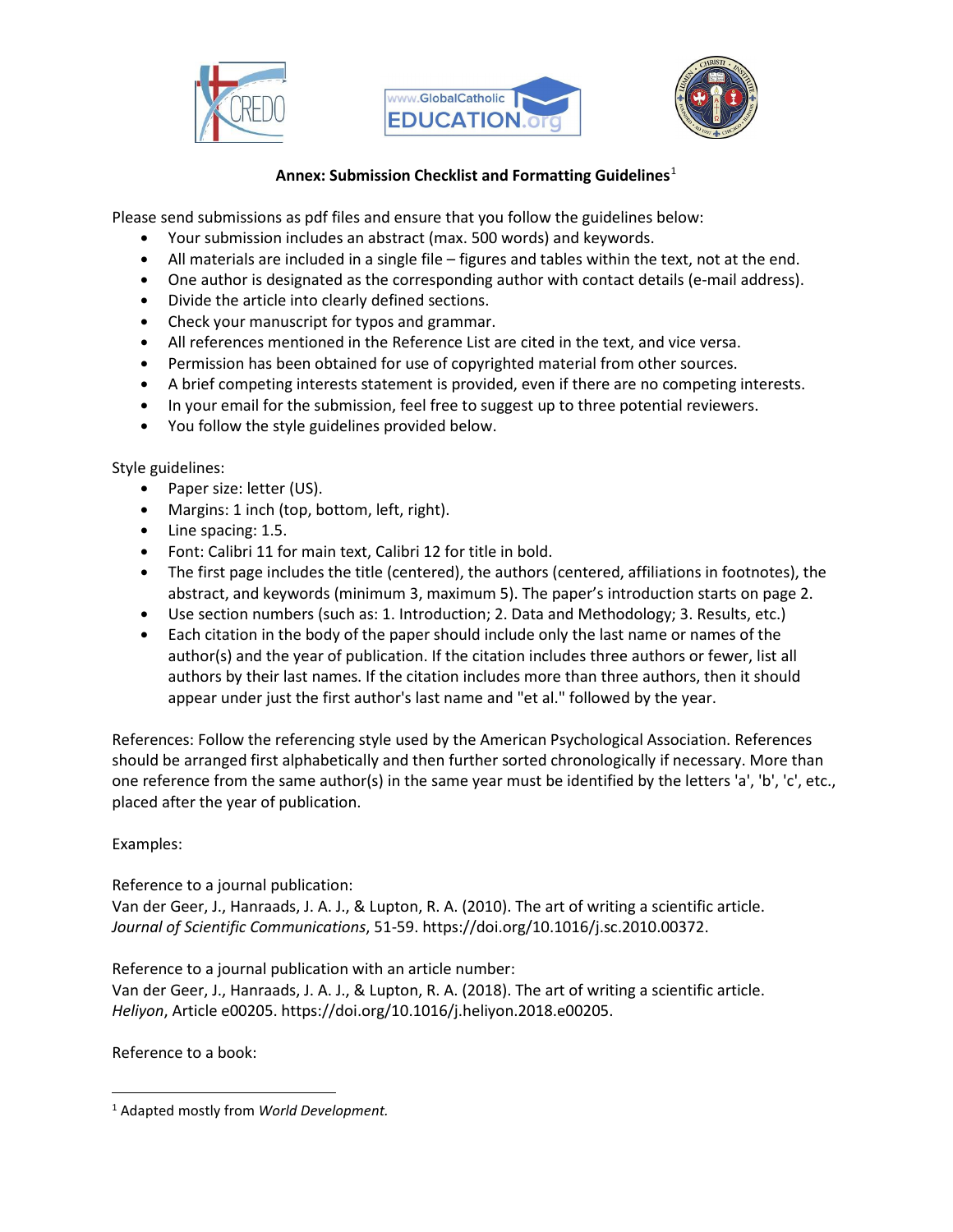**Annex: Submission Checklist and Formatting Guidelines**[1]

Please send submissions as pdf files and ensure that you follow the guidelines below:

- Your submission includes an abstract (max. 500 words) and keywords.
- All materials are included in a single file – figures and tables within the text, not at the end.
- One author is designated as the corresponding author with contact details (e-mail address).
- Divide the article into clearly defined sections.
- Check your manuscript for typos and grammar.
- All references mentioned in the Reference List are cited in the text, and vice versa.
- Permission has been obtained for use of copyrighted material from other sources.
- A brief competing interests statement is provided, even if there are no competing interests.
- In your email for the submission, feel free to suggest up to three potential reviewers.
- You follow the style guidelines provided below.

Style guidelines:

- Paper size: letter (US).
- Margins: 1 inch (top, bottom, left, right).
- Line spacing: 1.5.
- Font: Calibri 11 for main text, Calibri 12 for title in bold.
- The first page includes the title (centered), the authors (centered, affiliations in footnotes), the abstract, and keywords (minimum 3, maximum 5). The paper's introduction starts on page 2.
- Use section numbers (such as: 1. Introduction; 2. Data and Methodology; 3. Results, etc.)
- Each citation in the body of the paper should include only the last name or names of the author(s) and the year of publication. If the citation includes three authors or fewer, list all authors by their last names. If the citation includes more than three authors, then it should appear under just the first author's last name and "et al." followed by the year.

References: Follow the referencing style used by the American Psychological Association. References should be arranged first alphabetically and then further sorted chronologically if necessary. More than one reference from the same author(s) in the same year must be identified by the letters 'a', 'b', 'c', etc., placed after the year of publication.

Examples:

Reference to a journal publication:
Van der Geer, J., Hanraads, J. A. J., & Lupton, R. A. (2010). The art of writing a scientific article. *Journal of Scientific Communications*, 51-59. https://doi.org/10.1016/j.sc.2010.00372.

Reference to a journal publication with an article number:
Van der Geer, J., Hanraads, J. A. J., & Lupton, R. A. (2018). The art of writing a scientific article. *Heliyon*, Article e00205. https://doi.org/10.1016/j.heliyon.2018.e00205.

Reference to a book:

[1] Adapted mostly from *World Development.*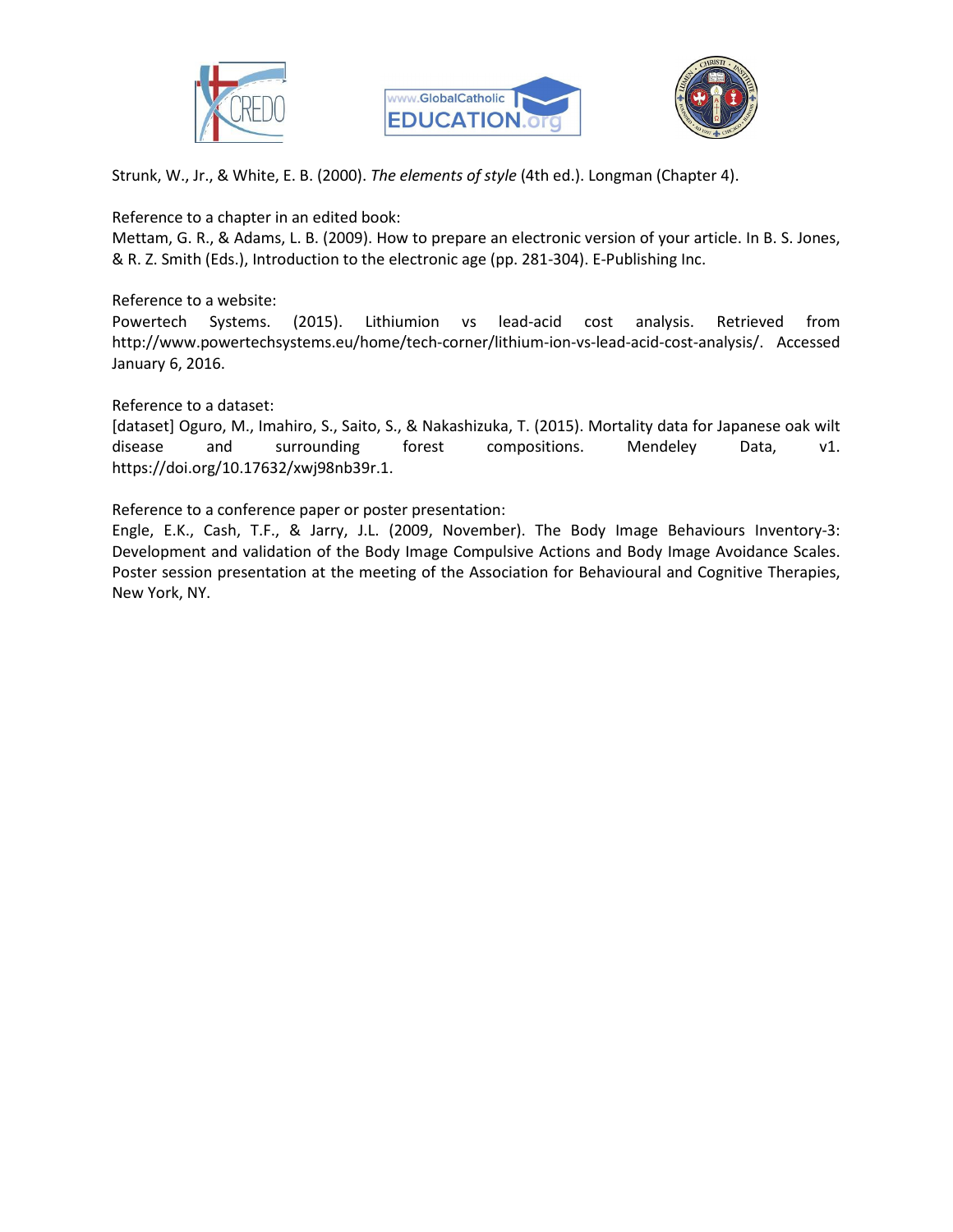Strunk, W., Jr., & White, E. B. (2000). *The elements of style* (4th ed.). Longman (Chapter 4).

Reference to a chapter in an edited book:
Mettam, G. R., & Adams, L. B. (2009). How to prepare an electronic version of your article. In B. S. Jones, & R. Z. Smith (Eds.), Introduction to the electronic age (pp. 281-304). E-Publishing Inc.

Reference to a website:
Powertech Systems. (2015). Lithiumion vs lead-acid cost analysis. Retrieved from http://www.powertechsystems.eu/home/tech-corner/lithium-ion-vs-lead-acid-cost-analysis/. Accessed January 6, 2016.

Reference to a dataset:
[dataset] Oguro, M., Imahiro, S., Saito, S., & Nakashizuka, T. (2015). Mortality data for Japanese oak wilt disease and surrounding forest compositions. Mendeley Data, v1. https://doi.org/10.17632/xwj98nb39r.1.

Reference to a conference paper or poster presentation:
Engle, E.K., Cash, T.F., & Jarry, J.L. (2009, November). The Body Image Behaviours Inventory-3: Development and validation of the Body Image Compulsive Actions and Body Image Avoidance Scales. Poster session presentation at the meeting of the Association for Behavioural and Cognitive Therapies, New York, NY.